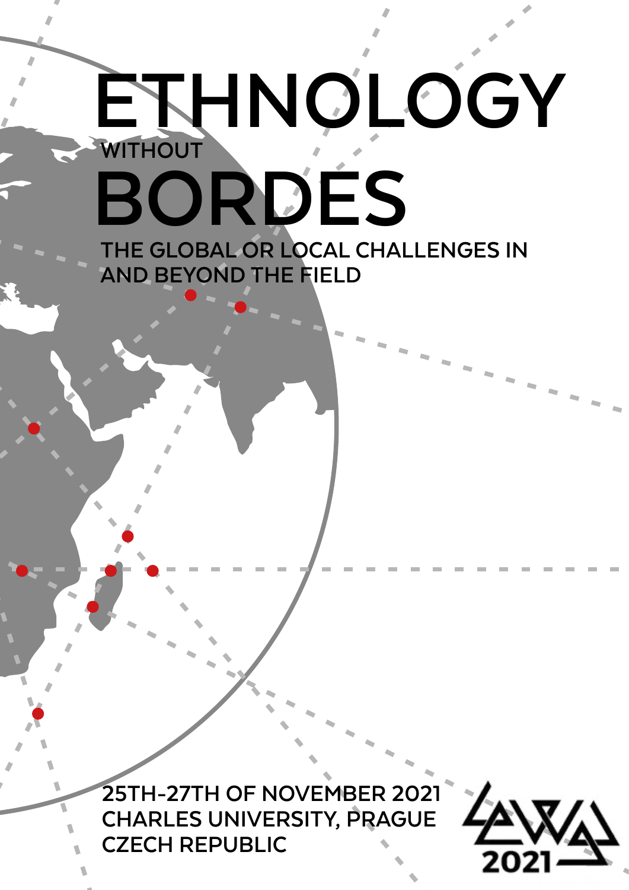# ETHNOLOGY

WITHOUT

# BORDES

THE GLOBAL OR LOCAL CHALLENGES IN AND BEYOND THE FIELD

25TH–27TH OF NOVEMBER 2021
CHARLES UNIVERSITY, PRAGUE
CZECH REPUBLIC

2021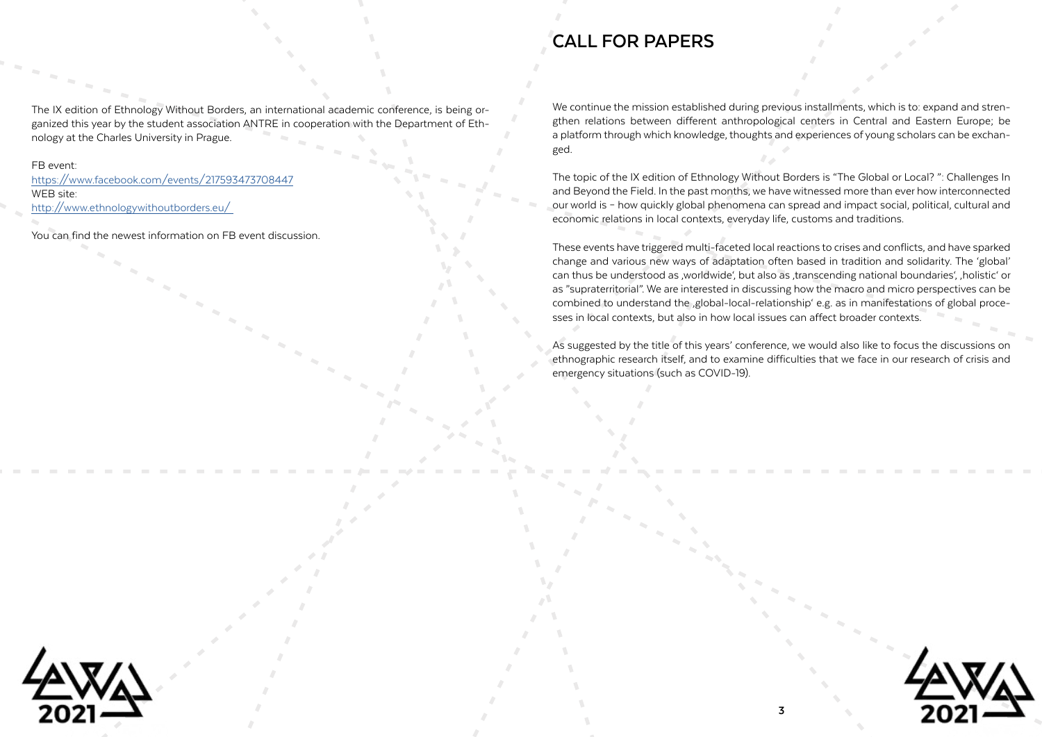The IX edition of Ethnology Without Borders, an international academic conference, is being organized this year by the student association ANTRE in cooperation with the Department of Ethnology at the Charles University in Prague.

FB event:
https://www.facebook.com/events/217593473708447
WEB site:
http://www.ethnologywithoutborders.eu/

You can find the newest information on FB event discussion.

# CALL FOR PAPERS

We continue the mission established during previous installments, which is to: expand and strengthen relations between different anthropological centers in Central and Eastern Europe; be a platform through which knowledge, thoughts and experiences of young scholars can be exchanged.

The topic of the IX edition of Ethnology Without Borders is "The Global or Local? ": Challenges In and Beyond the Field. In the past months, we have witnessed more than ever how interconnected our world is – how quickly global phenomena can spread and impact social, political, cultural and economic relations in local contexts, everyday life, customs and traditions.

These events have triggered multi-faceted local reactions to crises and conflicts, and have sparked change and various new ways of adaptation often based in tradition and solidarity. The 'global' can thus be understood as ‚worldwide', but also as ‚transcending national boundaries', ‚holistic' or as "supraterritorial". We are interested in discussing how the macro and micro perspectives can be combined to understand the ‚global-local-relationship' e.g. as in manifestations of global processes in local contexts, but also in how local issues can affect broader contexts.

As suggested by the title of this years' conference, we would also like to focus the discussions on ethnographic research itself, and to examine difficulties that we face in our research of crisis and emergency situations (such as COVID-19).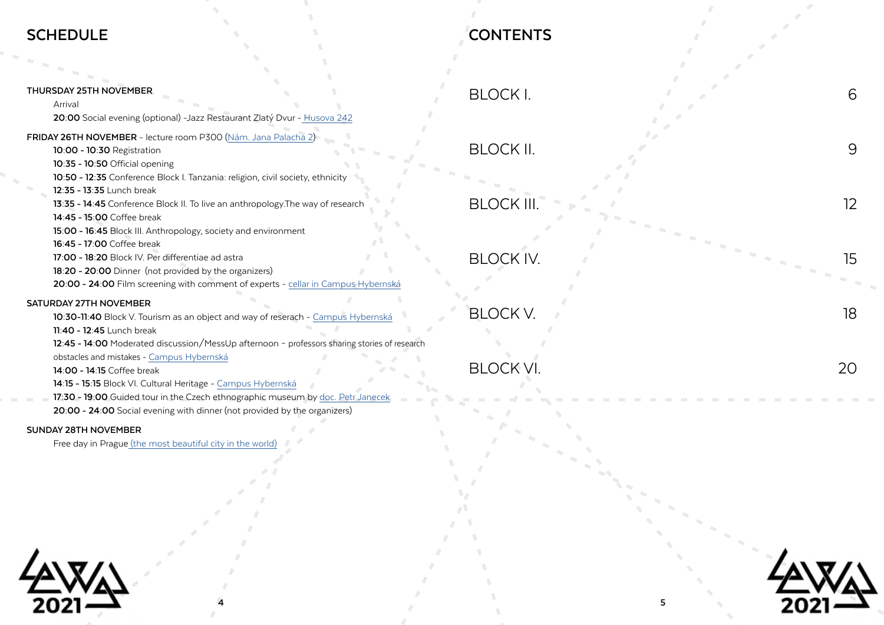# SCHEDULE

**THURSDAY 25TH NOVEMBER**

Arrival

**20:00** Social evening (optional) -Jazz Restaurant Zlatý Dvur - Husova 242

**FRIDAY 26TH NOVEMBER** - lecture room P300 (Nám. Jana Palacha 2)

**10:00 - 10:30** Registration

**10:35 - 10:50** Official opening

**10:50 - 12:35** Conference Block I. Tanzania: religion, civil society, ethnicity

**12:35 - 13:35** Lunch break

**13:35 - 14:45** Conference Block II. To live an anthropology.The way of research

**14:45 - 15:00** Coffee break

**15:00 - 16:45** Block III. Anthropology, society and environment

**16:45 - 17:00** Coffee break

**17:00 - 18:20** Block IV. Per differentiae ad astra

**18:20 - 20:00** Dinner (not provided by the organizers)

**20:00 - 24:00** Film screening with comment of experts - cellar in Campus Hybernská

**SATURDAY 27TH NOVEMBER**

**10:30-11:40** Block V. Tourism as an object and way of reserach - Campus Hybernská

**11:40 - 12:45** Lunch break

**12:45 - 14:00** Moderated discussion/MessUp afternoon – professors sharing stories of research obstacles and mistakes - Campus Hybernská

**14:00 - 14:15** Coffee break

**14:15 - 15:15** Block VI. Cultural Heritage - Campus Hybernská

**17:30 - 19:00** Guided tour in the Czech ethnographic museum by doc. Petr Janecek

**20:00 - 24:00** Social evening with dinner (not provided by the organizers)

**SUNDAY 28TH NOVEMBER**

Free day in Prague (the most beautiful city in the world)

# CONTENTS

| | |
|---|---|
| BLOCK I. | 6 |
| BLOCK II. | 9 |
| BLOCK III. | 12 |
| BLOCK IV. | 15 |
| BLOCK V. | 18 |
| BLOCK VI. | 20 |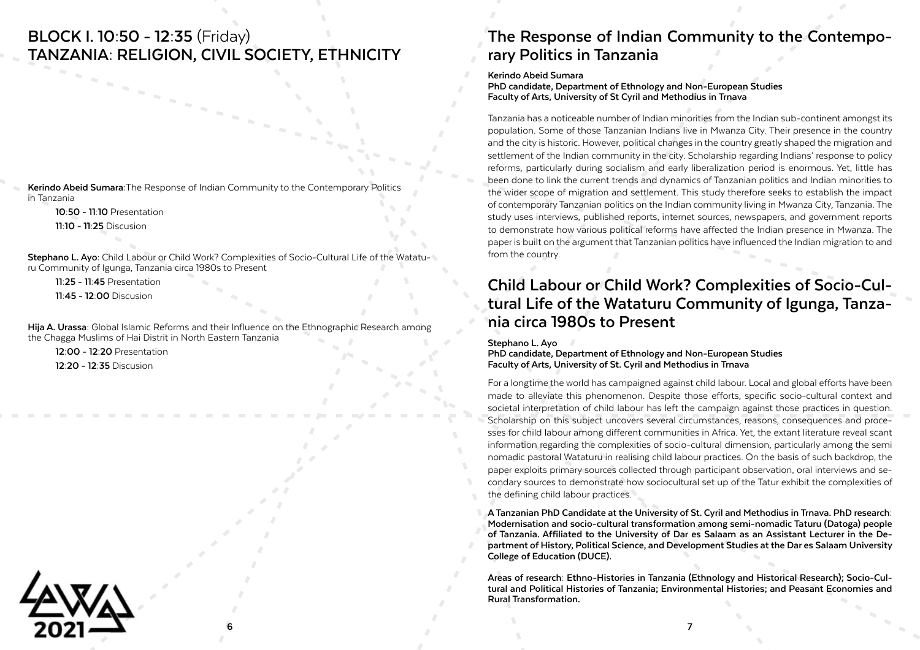## BLOCK I. 10:50 - 12:35 (Friday) TANZANIA: RELIGION, CIVIL SOCIETY, ETHNICITY

**Kerindo Abeid Sumara**:The Response of Indian Community to the Contemporary Politics in Tanzania

**10:50 - 11:10** Presentation
**11:10 - 11:25** Discusion

**Stephano L. Ayo**: Child Labour or Child Work? Complexities of Socio-Cultural Life of the Watataru Community of Igunga, Tanzania circa 1980s to Present

**11:25 - 11:45** Presentation
**11:45 - 12:00** Discusion

**Hija A. Urassa**: Global Islamic Reforms and their Influence on the Ethnographic Research among the Chagga Muslims of Hai Distrit in North Eastern Tanzania

**12:00 - 12:20** Presentation
**12:20 - 12:35** Discusion

## The Response of Indian Community to the Contemporary Politics in Tanzania

**Kerindo Abeid Sumara**
**PhD candidate, Department of Ethnology and Non-European Studies**
**Faculty of Arts, University of St Cyril and Methodius in Trnava**

Tanzania has a noticeable number of Indian minorities from the Indian sub-continent amongst its population. Some of those Tanzanian Indians live in Mwanza City. Their presence in the country and the city is historic. However, political changes in the country greatly shaped the migration and settlement of the Indian community in the city. Scholarship regarding Indians' response to policy reforms, particularly during socialism and early liberalization period is enormous. Yet, little has been done to link the current trends and dynamics of Tanzanian politics and Indian minorities to the wider scope of migration and settlement. This study therefore seeks to establish the impact of contemporary Tanzanian politics on the Indian community living in Mwanza City, Tanzania. The study uses interviews, published reports, internet sources, newspapers, and government reports to demonstrate how various political reforms have affected the Indian presence in Mwanza. The paper is built on the argument that Tanzanian politics have influenced the Indian migration to and from the country.

## Child Labour or Child Work? Complexities of Socio-Cultural Life of the Watataru Community of Igunga, Tanzania circa 1980s to Present

**Stephano L. Ayo**
**PhD candidate, Department of Ethnology and Non-European Studies**
**Faculty of Arts, University of St. Cyril and Methodius in Trnava**

For a longtime the world has campaigned against child labour. Local and global efforts have been made to alleviate this phenomenon. Despite those efforts, specific socio-cultural context and societal interpretation of child labour has left the campaign against those practices in question. Scholarship on this subject uncovers several circumstances, reasons, consequences and processes for child labour among different communities in Africa. Yet, the extant literature reveal scant information regarding the complexities of socio-cultural dimension, particularly among the semi nomadic pastoral Watataru in realising child labour practices. On the basis of such backdrop, the paper exploits primary sources collected through participant observation, oral interviews and secondary sources to demonstrate how sociocultural set up of the Tatur exhibit the complexities of the defining child labour practices.

**A Tanzanian PhD Candidate at the University of St. Cyril and Methodius in Trnava. PhD research: Modernisation and socio-cultural transformation among semi-nomadic Taturu (Datoga) people of Tanzania. Affiliated to the University of Dar es Salaam as an Assistant Lecturer in the Department of History, Political Science, and Development Studies at the Dar es Salaam University College of Education (DUCE).**

**Areas of research: Ethno-Histories in Tanzania (Ethnology and Historical Research); Socio-Cultural and Political Histories of Tanzania; Environmental Histories; and Peasant Economies and Rural Transformation.**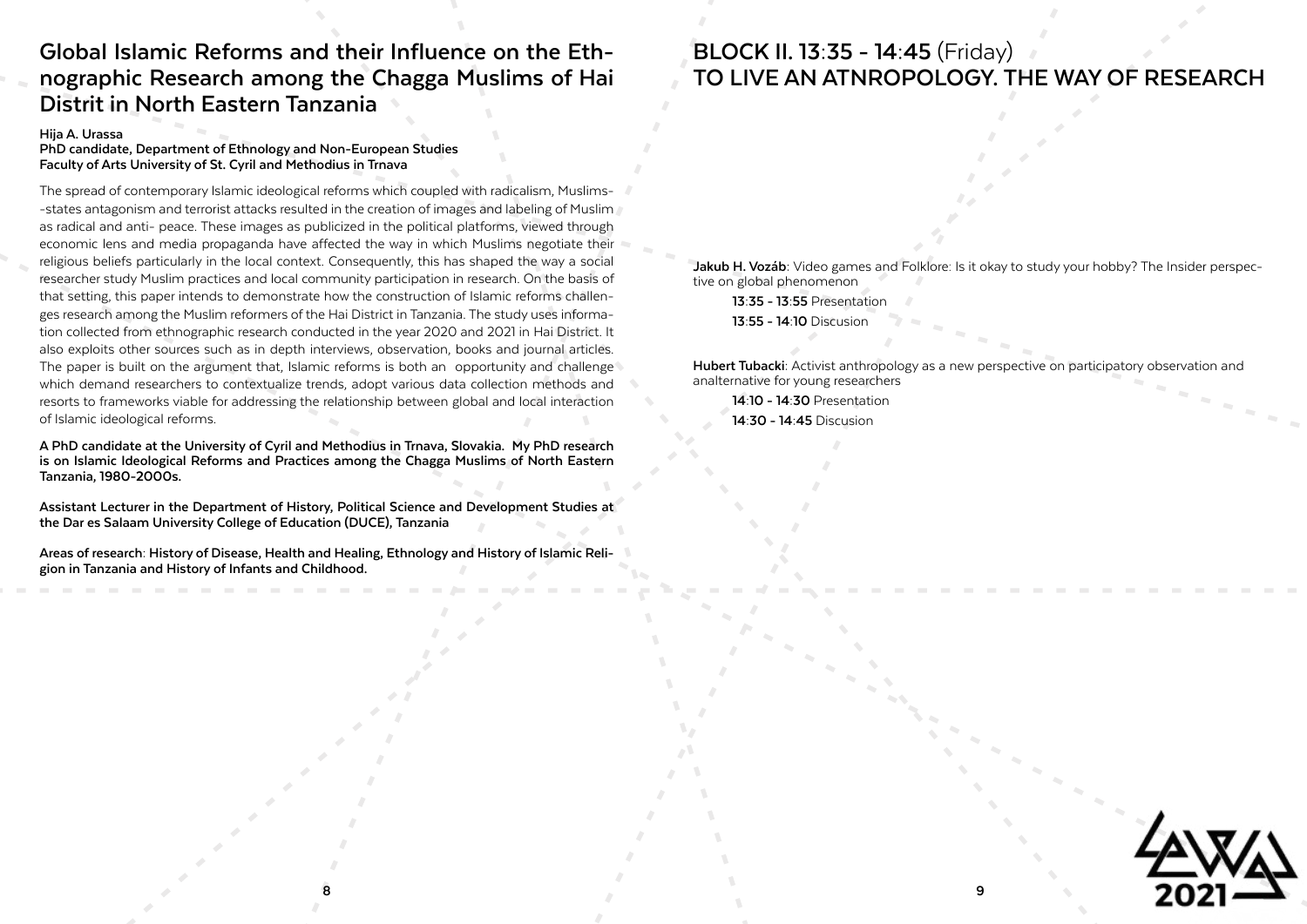## Global Islamic Reforms and their Influence on the Ethnographic Research among the Chagga Muslims of Hai Distrit in North Eastern Tanzania

**Hija A. Urassa**
**PhD candidate, Department of Ethnology and Non-European Studies**
**Faculty of Arts University of St. Cyril and Methodius in Trnava**

The spread of contemporary Islamic ideological reforms which coupled with radicalism, Muslims--states antagonism and terrorist attacks resulted in the creation of images and labeling of Muslim as radical and anti- peace. These images as publicized in the political platforms, viewed through economic lens and media propaganda have affected the way in which Muslims negotiate their religious beliefs particularly in the local context. Consequently, this has shaped the way a social researcher study Muslim practices and local community participation in research. On the basis of that setting, this paper intends to demonstrate how the construction of Islamic reforms challenges research among the Muslim reformers of the Hai District in Tanzania. The study uses information collected from ethnographic research conducted in the year 2020 and 2021 in Hai District. It also exploits other sources such as in depth interviews, observation, books and journal articles. The paper is built on the argument that, Islamic reforms is both an opportunity and challenge which demand researchers to contextualize trends, adopt various data collection methods and resorts to frameworks viable for addressing the relationship between global and local interaction of Islamic ideological reforms.

**A PhD candidate at the University of Cyril and Methodius in Trnava, Slovakia. My PhD research is on Islamic Ideological Reforms and Practices among the Chagga Muslims of North Eastern Tanzania, 1980-2000s.**

**Assistant Lecturer in the Department of History, Political Science and Development Studies at the Dar es Salaam University College of Education (DUCE), Tanzania**

**Areas of research: History of Disease, Health and Healing, Ethnology and History of Islamic Religion in Tanzania and History of Infants and Childhood.**

## BLOCK II. 13:35 - 14:45 (Friday) TO LIVE AN ATNROPOLOGY. THE WAY OF RESEARCH

**Jakub H. Vozáb**: Video games and Folklore: Is it okay to study your hobby? The Insider perspective on global phenomenon

**13:35 - 13:55** Presentation
**13:55 - 14:10** Discusion

**Hubert Tubacki**: Activist anthropology as a new perspective on participatory observation and analternative for young researchers

**14:10 - 14:30** Presentation
**14:30 - 14:45** Discusion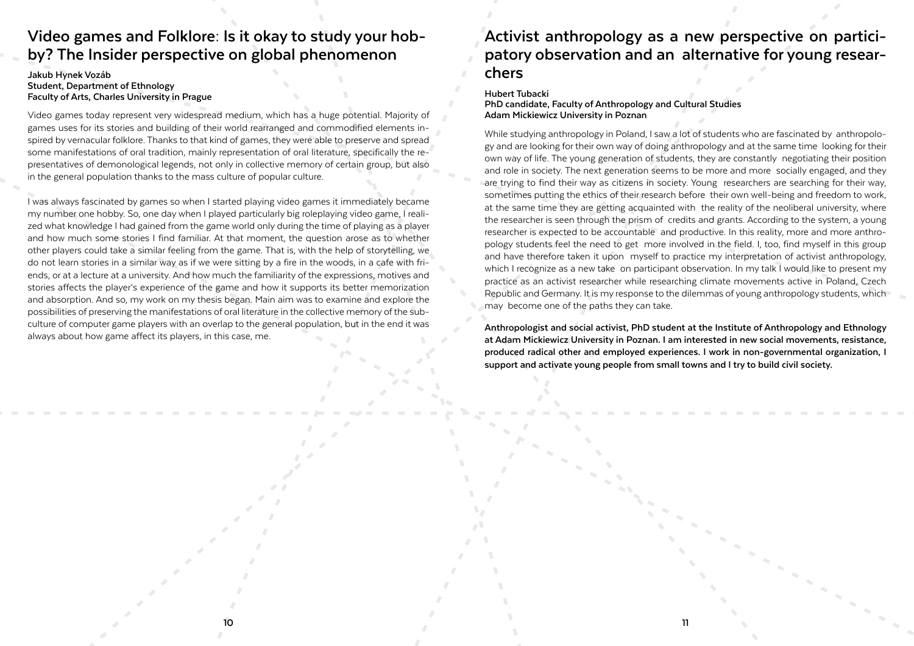## Video games and Folklore: Is it okay to study your hobby? The Insider perspective on global phenomenon

**Jakub Hynek Vozáb**
**Student, Department of Ethnology**
**Faculty of Arts, Charles University in Prague**

Video games today represent very widespread medium, which has a huge potential. Majority of games uses for its stories and building of their world rearranged and commodified elements inspired by vernacular folklore. Thanks to that kind of games, they were able to preserve and spread some manifestations of oral tradition, mainly representation of oral literature, specifically the representatives of demonological legends, not only in collective memory of certain group, but also in the general population thanks to the mass culture of popular culture.

I was always fascinated by games so when I started playing video games it immediately became my number one hobby. So, one day when I played particularly big roleplaying video game, I realized what knowledge I had gained from the game world only during the time of playing as a player and how much some stories I find familiar. At that moment, the question arose as to whether other players could take a similar feeling from the game. That is, with the help of storytelling, we do not learn stories in a similar way as if we were sitting by a fire in the woods, in a cafe with friends, or at a lecture at a university. And how much the familiarity of the expressions, motives and stories affects the player's experience of the game and how it supports its better memorization and absorption. And so, my work on my thesis began. Main aim was to examine and explore the possibilities of preserving the manifestations of oral literature in the collective memory of the subculture of computer game players with an overlap to the general population, but in the end it was always about how game affect its players, in this case, me.

## Activist anthropology as a new perspective on participatory observation and an alternative for young researchers

**Hubert Tubacki**
**PhD candidate, Faculty of Anthropology and Cultural Studies**
**Adam Mickiewicz University in Poznan**

While studying anthropology in Poland, I saw a lot of students who are fascinated by anthropology and are looking for their own way of doing anthropology and at the same time looking for their own way of life. The young generation of students, they are constantly negotiating their position and role in society. The next generation seems to be more and more socially engaged, and they are trying to find their way as citizens in society. Young researchers are searching for their way, sometimes putting the ethics of their research before their own well-being and freedom to work, at the same time they are getting acquainted with the reality of the neoliberal university, where the researcher is seen through the prism of credits and grants. According to the system, a young researcher is expected to be accountable and productive. In this reality, more and more anthropology students feel the need to get more involved in the field. I, too, find myself in this group and have therefore taken it upon myself to practice my interpretation of activist anthropology, which I recognize as a new take on participant observation. In my talk I would like to present my practice as an activist researcher while researching climate movements active in Poland, Czech Republic and Germany. It is my response to the dilemmas of young anthropology students, which may become one of the paths they can take.

**Anthropologist and social activist, PhD student at the Institute of Anthropology and Ethnology at Adam Mickiewicz University in Poznan. I am interested in new social movements, resistance, produced radical other and employed experiences. I work in non-governmental organization, I support and activate young people from small towns and I try to build civil society.**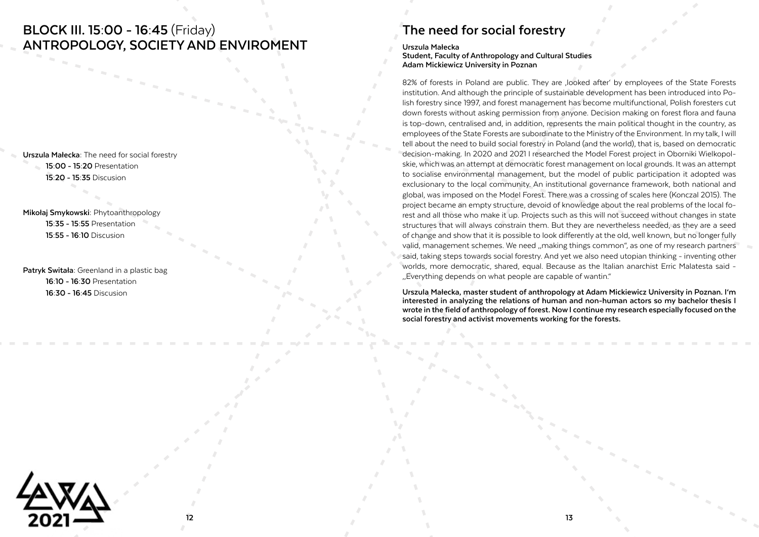## BLOCK III. 15:00 - 16:45 (Friday) ANTROPOLOGY, SOCIETY AND ENVIROMENT

**Urszula Małecka**: The need for social forestry
**15:00 - 15:20** Presentation
**15:20 - 15:35** Discusion

**Mikołaj Smykowski**: Phytoanthropology
**15:35 - 15:55** Presentation
**15:55 - 16:10** Discusion

**Patryk Switała**: Greenland in a plastic bag
**16:10 - 16:30** Presentation
**16:30 - 16:45** Discusion

## The need for social forestry

**Urszula Małecka**
**Student, Faculty of Anthropology and Cultural Studies**
**Adam Mickiewicz University in Poznan**

82% of forests in Poland are public. They are ‚looked after' by employees of the State Forests institution. And although the principle of sustainable development has been introduced into Polish forestry since 1997, and forest management has become multifunctional, Polish foresters cut down forests without asking permission from anyone. Decision making on forest flora and fauna is top-down, centralised and, in addition, represents the main political thought in the country, as employees of the State Forests are subordinate to the Ministry of the Environment. In my talk, I will tell about the need to build social forestry in Poland (and the world), that is, based on democratic decision-making. In 2020 and 2021 I researched the Model Forest project in Oborniki Wielkopolskie, which was an attempt at democratic forest management on local grounds. It was an attempt to socialise environmental management, but the model of public participation it adopted was exclusionary to the local community. An institutional governance framework, both national and global, was imposed on the Model Forest. There was a crossing of scales here (Konczal 2015). The project became an empty structure, devoid of knowledge about the real problems of the local forest and all those who make it up. Projects such as this will not succeed without changes in state structures that will always constrain them. But they are nevertheless needed, as they are a seed of change and show that it is possible to look differently at the old, well known, but no longer fully valid, management schemes. We need „making things common", as one of my research partners said, taking steps towards social forestry. And yet we also need utopian thinking - inventing other worlds, more democratic, shared, equal. Because as the Italian anarchist Erric Malatesta said - „Everything depends on what people are capable of wantin."

**Urszula Małecka, master student of anthropology at Adam Mickiewicz University in Poznan. I'm interested in analyzing the relations of human and non-human actors so my bachelor thesis I wrote in the field of anthropology of forest. Now I continue my research especially focused on the social forestry and activist movements working for the forests.**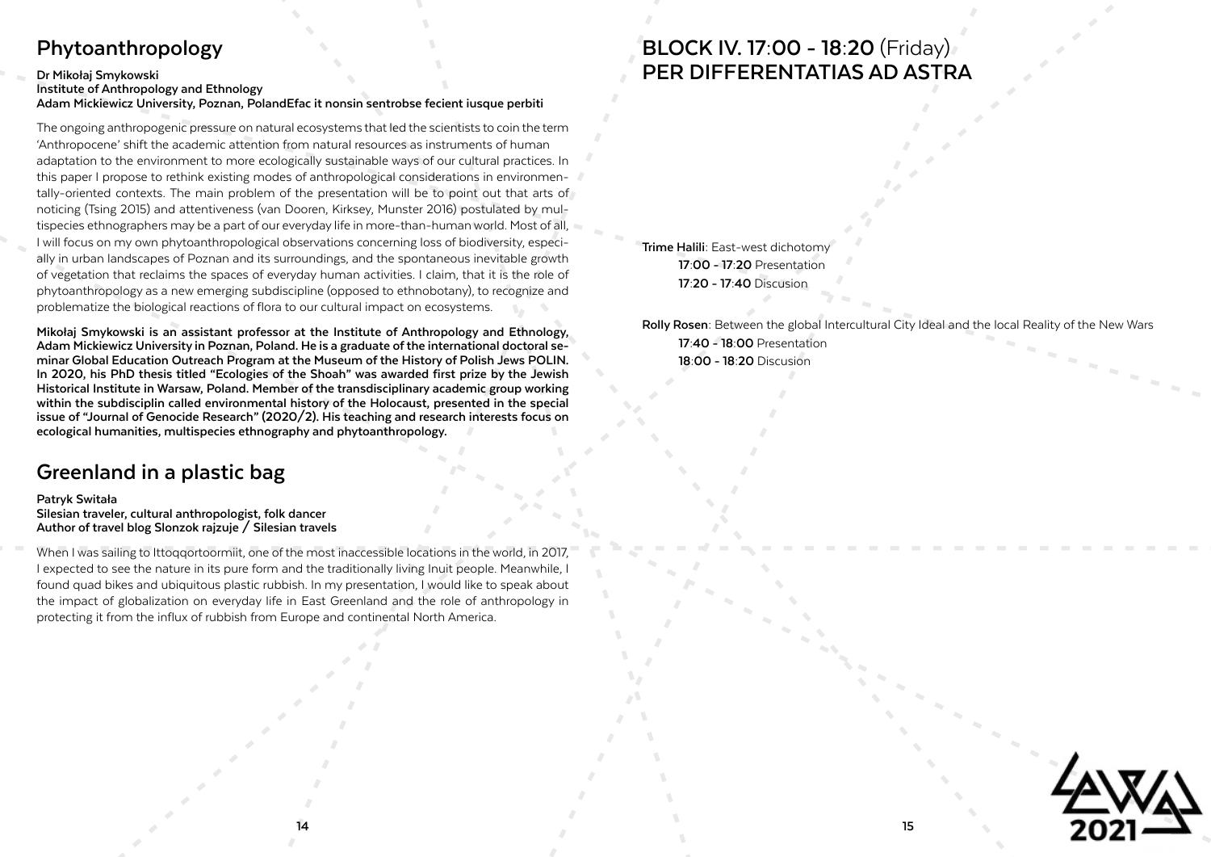## Phytoanthropology

**Dr Mikołaj Smykowski**
**Institute of Anthropology and Ethnology**
**Adam Mickiewicz University, Poznan, PolandEfac it nonsin sentrobse fecient iusque perbiti**

The ongoing anthropogenic pressure on natural ecosystems that led the scientists to coin the term 'Anthropocene' shift the academic attention from natural resources as instruments of human adaptation to the environment to more ecologically sustainable ways of our cultural practices. In this paper I propose to rethink existing modes of anthropological considerations in environmentally-oriented contexts. The main problem of the presentation will be to point out that arts of noticing (Tsing 2015) and attentiveness (van Dooren, Kirksey, Munster 2016) postulated by multispecies ethnographers may be a part of our everyday life in more-than-human world. Most of all, I will focus on my own phytoanthropological observations concerning loss of biodiversity, especially in urban landscapes of Poznan and its surroundings, and the spontaneous inevitable growth of vegetation that reclaims the spaces of everyday human activities. I claim, that it is the role of phytoanthropology as a new emerging subdiscipline (opposed to ethnobotany), to recognize and problematize the biological reactions of flora to our cultural impact on ecosystems.

**Mikołaj Smykowski is an assistant professor at the Institute of Anthropology and Ethnology, Adam Mickiewicz University in Poznan, Poland. He is a graduate of the international doctoral seminar Global Education Outreach Program at the Museum of the History of Polish Jews POLIN. In 2020, his PhD thesis titled "Ecologies of the Shoah" was awarded first prize by the Jewish Historical Institute in Warsaw, Poland. Member of the transdisciplinary academic group working within the subdisciplin called environmental history of the Holocaust, presented in the special issue of "Journal of Genocide Research" (2020/2). His teaching and research interests focus on ecological humanities, multispecies ethnography and phytoanthropology.**

## Greenland in a plastic bag

**Patryk Switała**
**Silesian traveler, cultural anthropologist, folk dancer**
**Author of travel blog Slonzok rajzuje / Silesian travels**

When I was sailing to Ittoqqortoormiit, one of the most inaccessible locations in the world, in 2017, I expected to see the nature in its pure form and the traditionally living Inuit people. Meanwhile, I found quad bikes and ubiquitous plastic rubbish. In my presentation, I would like to speak about the impact of globalization on everyday life in East Greenland and the role of anthropology in protecting it from the influx of rubbish from Europe and continental North America.

## BLOCK IV. 17:00 - 18:20 (Friday) PER DIFFERENTATIAS AD ASTRA

**Trime Halili**: East-west dichotomy
**17:00 - 17:20** Presentation
**17:20 - 17:40** Discusion

**Rolly Rosen**: Between the global Intercultural City Ideal and the local Reality of the New Wars
**17:40 - 18:00** Presentation
**18:00 - 18:20** Discusion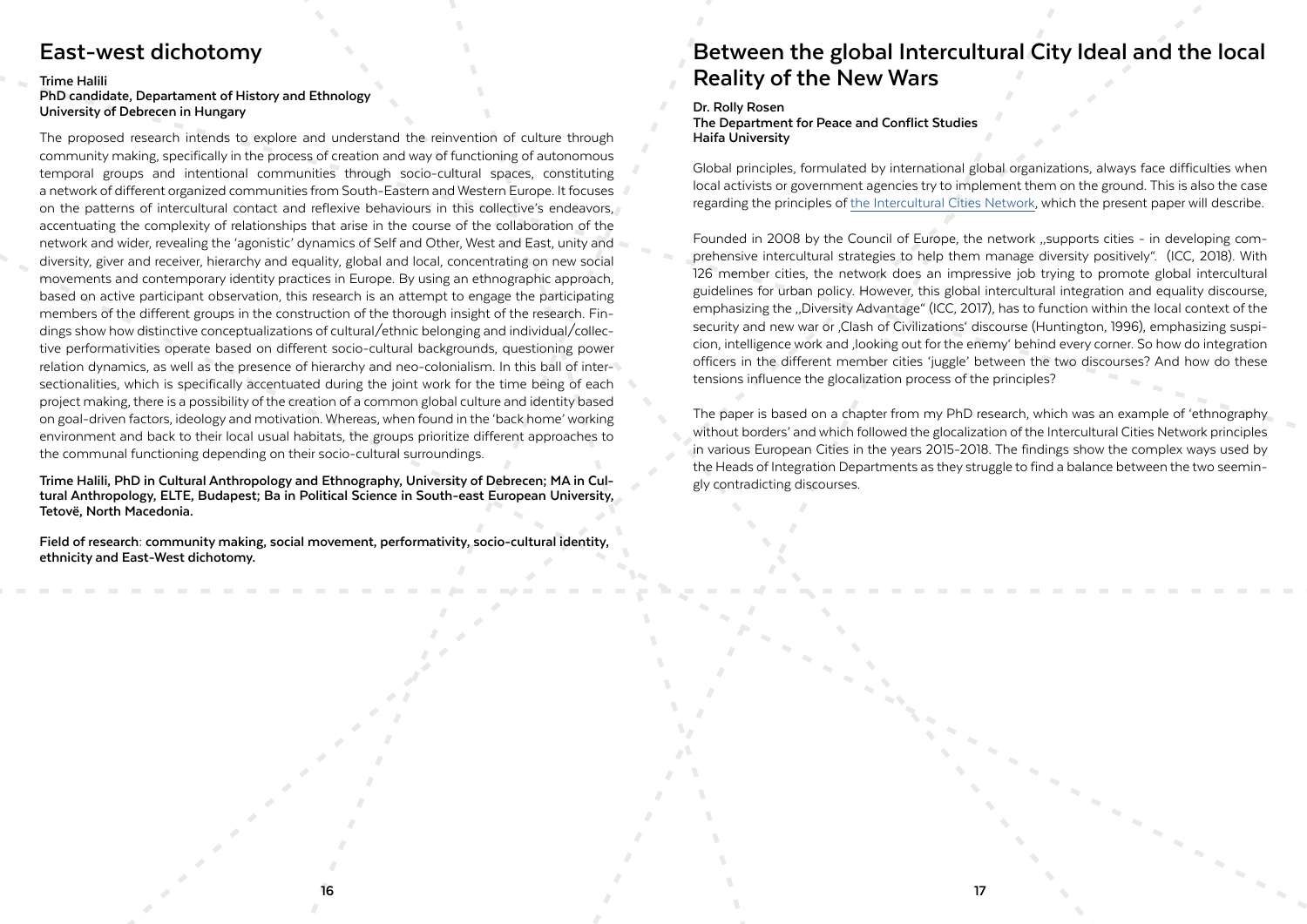## East-west dichotomy

**Trime Halili**
**PhD candidate, Departament of History and Ethnology**
**University of Debrecen in Hungary**

The proposed research intends to explore and understand the reinvention of culture through community making, specifically in the process of creation and way of functioning of autonomous temporal groups and intentional communities through socio-cultural spaces, constituting a network of different organized communities from South-Eastern and Western Europe. It focuses on the patterns of intercultural contact and reflexive behaviours in this collective's endeavors, accentuating the complexity of relationships that arise in the course of the collaboration of the network and wider, revealing the 'agonistic' dynamics of Self and Other, West and East, unity and diversity, giver and receiver, hierarchy and equality, global and local, concentrating on new social movements and contemporary identity practices in Europe. By using an ethnographic approach, based on active participant observation, this research is an attempt to engage the participating members of the different groups in the construction of the thorough insight of the research. Findings show how distinctive conceptualizations of cultural/ethnic belonging and individual/collective performativities operate based on different socio-cultural backgrounds, questioning power relation dynamics, as well as the presence of hierarchy and neo-colonialism. In this ball of intersectionalities, which is specifically accentuated during the joint work for the time being of each project making, there is a possibility of the creation of a common global culture and identity based on goal-driven factors, ideology and motivation. Whereas, when found in the 'back home' working environment and back to their local usual habitats, the groups prioritize different approaches to the communal functioning depending on their socio-cultural surroundings.

**Trime Halili, PhD in Cultural Anthropology and Ethnography, University of Debrecen; MA in Cultural Anthropology, ELTE, Budapest; Ba in Political Science in South-east European University, Tetovë, North Macedonia.**

**Field of research**: **community making, social movement, performativity, socio-cultural identity, ethnicity and East-West dichotomy.**

## Between the global Intercultural City Ideal and the local Reality of the New Wars

**Dr. Rolly Rosen**
**The Department for Peace and Conflict Studies**
**Haifa University**

Global principles, formulated by international global organizations, always face difficulties when local activists or government agencies try to implement them on the ground. This is also the case regarding the principles of the Intercultural Cities Network, which the present paper will describe.

Founded in 2008 by the Council of Europe, the network „supports cities - in developing comprehensive intercultural strategies to help them manage diversity positively". (ICC, 2018). With 126 member cities, the network does an impressive job trying to promote global intercultural guidelines for urban policy. However, this global intercultural integration and equality discourse, emphasizing the „Diversity Advantage" (ICC, 2017), has to function within the local context of the security and new war or ‚Clash of Civilizations' discourse (Huntington, 1996), emphasizing suspicion, intelligence work and ‚looking out for the enemy' behind every corner. So how do integration officers in the different member cities 'juggle' between the two discourses? And how do these tensions influence the glocalization process of the principles?

The paper is based on a chapter from my PhD research, which was an example of 'ethnography without borders' and which followed the glocalization of the Intercultural Cities Network principles in various European Cities in the years 2015-2018. The findings show the complex ways used by the Heads of Integration Departments as they struggle to find a balance between the two seemingly contradicting discourses.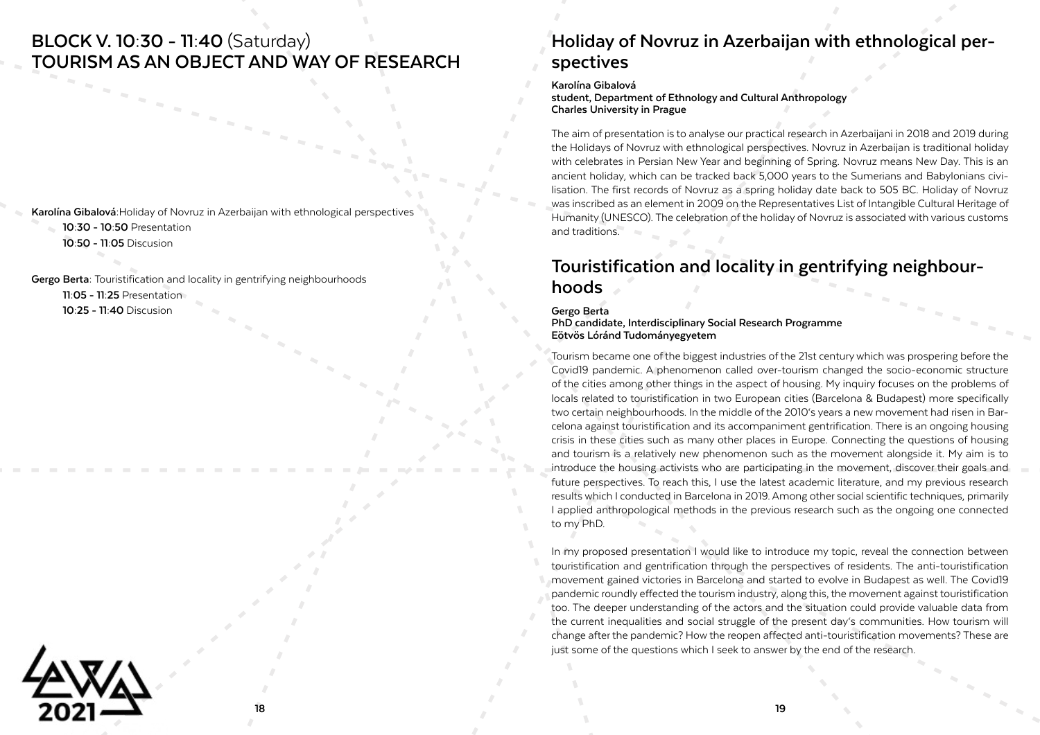# BLOCK V. 10:30 - 11:40 (Saturday) TOURISM AS AN OBJECT AND WAY OF RESEARCH

**Karolína Gibalová**:Holiday of Novruz in Azerbaijan with ethnological perspectives

**10:30 - 10:50** Presentation

**10:50 - 11:05** Discusion

**Gergo Berta**: Touristification and locality in gentrifying neighbourhoods

**11:05 - 11:25** Presentation

**10:25 - 11:40** Discusion

## Holiday of Novruz in Azerbaijan with ethnological perspectives

**Karolína Gibalová**
**student, Department of Ethnology and Cultural Anthropology**
**Charles University in Prague**

The aim of presentation is to analyse our practical research in Azerbaijani in 2018 and 2019 during the Holidays of Novruz with ethnological perspectives. Novruz in Azerbaijan is traditional holiday with celebrates in Persian New Year and beginning of Spring. Novruz means New Day. This is an ancient holiday, which can be tracked back 5,000 years to the Sumerians and Babylonians civilisation. The first records of Novruz as a spring holiday date back to 505 BC. Holiday of Novruz was inscribed as an element in 2009 on the Representatives List of Intangible Cultural Heritage of Humanity (UNESCO). The celebration of the holiday of Novruz is associated with various customs and traditions.

## Touristification and locality in gentrifying neighbourhoods

**Gergo Berta**
**PhD candidate, Interdisciplinary Social Research Programme**
**Eötvös Lóránd Tudományegyetem**

Tourism became one of the biggest industries of the 21st century which was prospering before the Covid19 pandemic. A phenomenon called over-tourism changed the socio-economic structure of the cities among other things in the aspect of housing. My inquiry focuses on the problems of locals related to touristification in two European cities (Barcelona & Budapest) more specifically two certain neighbourhoods. In the middle of the 2010's years a new movement had risen in Barcelona against touristification and its accompaniment gentrification. There is an ongoing housing crisis in these cities such as many other places in Europe. Connecting the questions of housing and tourism is a relatively new phenomenon such as the movement alongside it. My aim is to introduce the housing activists who are participating in the movement, discover their goals and future perspectives. To reach this, I use the latest academic literature, and my previous research results which I conducted in Barcelona in 2019. Among other social scientific techniques, primarily I applied anthropological methods in the previous research such as the ongoing one connected to my PhD.

In my proposed presentation I would like to introduce my topic, reveal the connection between touristification and gentrification through the perspectives of residents. The anti-touristification movement gained victories in Barcelona and started to evolve in Budapest as well. The Covid19 pandemic roundly effected the tourism industry, along this, the movement against touristification too. The deeper understanding of the actors and the situation could provide valuable data from the current inequalities and social struggle of the present day's communities. How tourism will change after the pandemic? How the reopen affected anti-touristification movements? These are just some of the questions which I seek to answer by the end of the research.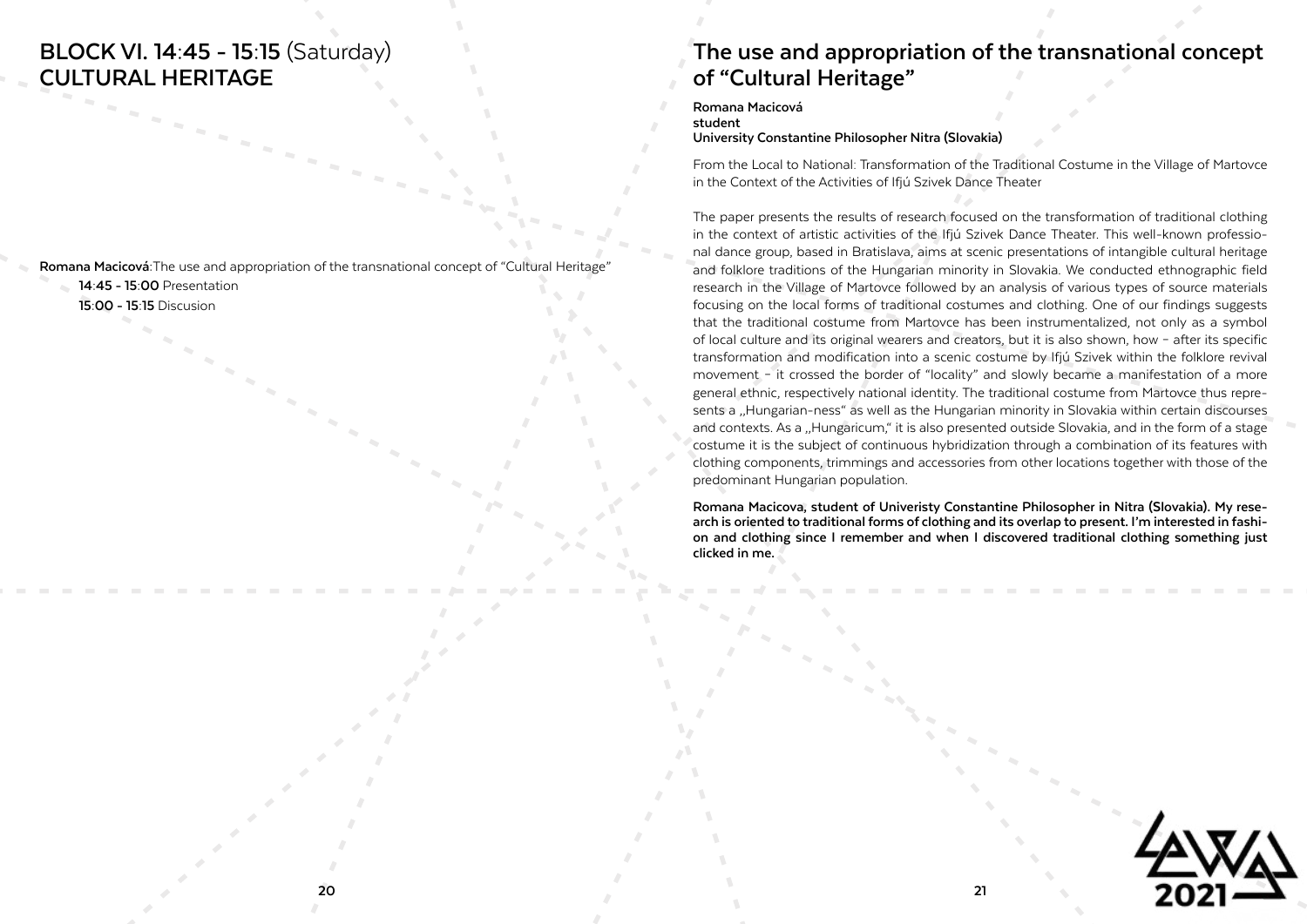## BLOCK VI. 14:45 - 15:15 (Saturday) CULTURAL HERITAGE

**Romana Macicová**:The use and appropriation of the transnational concept of "Cultural Heritage"

**14:45 - 15:00** Presentation

**15:00 - 15:15** Discusion

## The use and appropriation of the transnational concept of "Cultural Heritage"

**Romana Macicová**
**student**
**University Constantine Philosopher Nitra (Slovakia)**

From the Local to National: Transformation of the Traditional Costume in the Village of Martovce in the Context of the Activities of Ifjú Szivek Dance Theater

The paper presents the results of research focused on the transformation of traditional clothing in the context of artistic activities of the Ifjú Szivek Dance Theater. This well-known professional dance group, based in Bratislava, aims at scenic presentations of intangible cultural heritage and folklore traditions of the Hungarian minority in Slovakia. We conducted ethnographic field research in the Village of Martovce followed by an analysis of various types of source materials focusing on the local forms of traditional costumes and clothing. One of our findings suggests that the traditional costume from Martovce has been instrumentalized, not only as a symbol of local culture and its original wearers and creators, but it is also shown, how – after its specific transformation and modification into a scenic costume by Ifjú Szivek within the folklore revival movement – it crossed the border of "locality" and slowly became a manifestation of a more general ethnic, respectively national identity. The traditional costume from Martovce thus represents a „Hungarian-ness" as well as the Hungarian minority in Slovakia within certain discourses and contexts. As a „Hungaricum," it is also presented outside Slovakia, and in the form of a stage costume it is the subject of continuous hybridization through a combination of its features with clothing components, trimmings and accessories from other locations together with those of the predominant Hungarian population.

**Romana Macicova, student of Univeristy Constantine Philosopher in Nitra (Slovakia). My research is oriented to traditional forms of clothing and its overlap to present. I'm interested in fashion and clothing since I remember and when I discovered traditional clothing something just clicked in me.**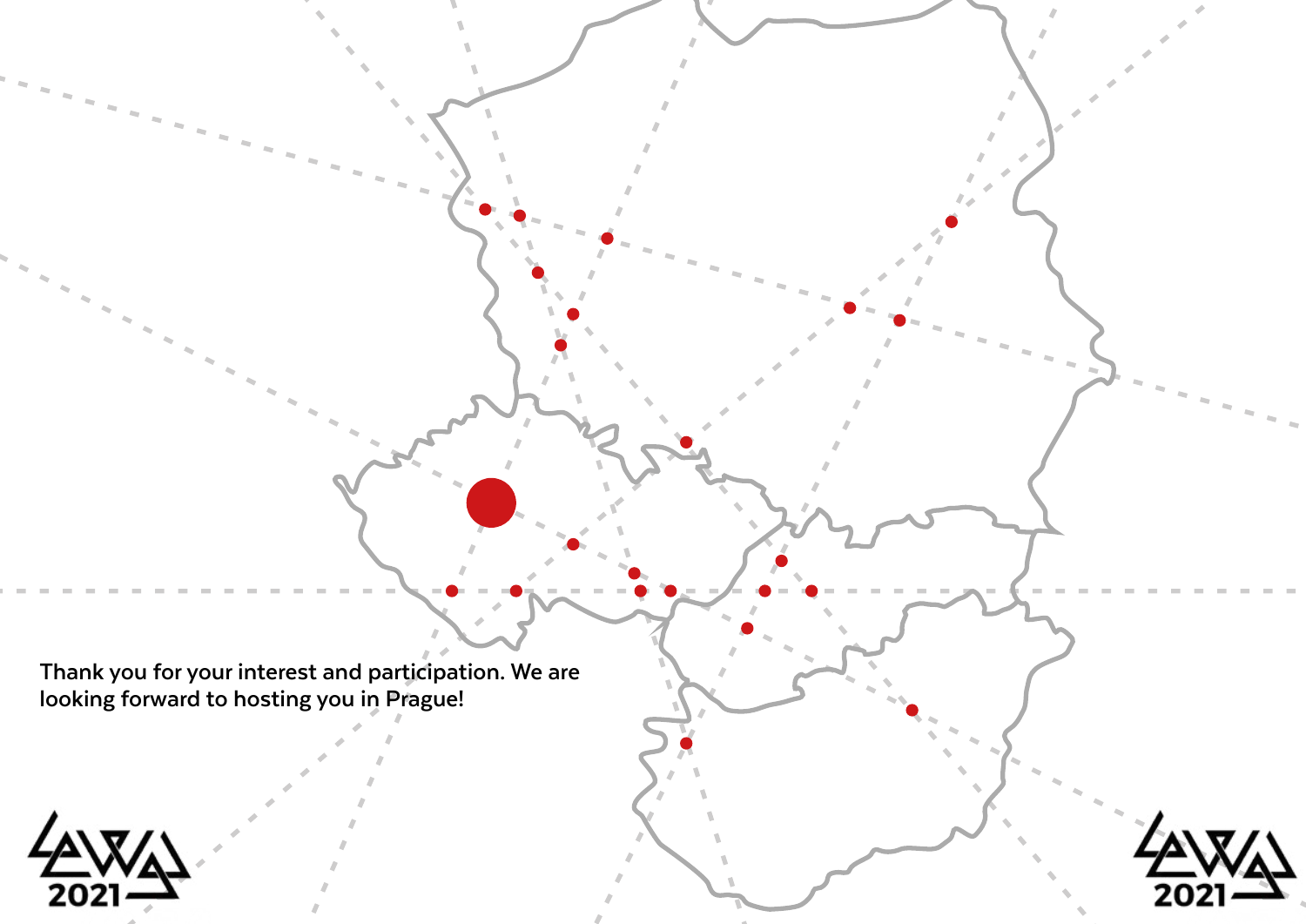Thank you for your interest and participation. We are looking forward to hosting you in Prague!